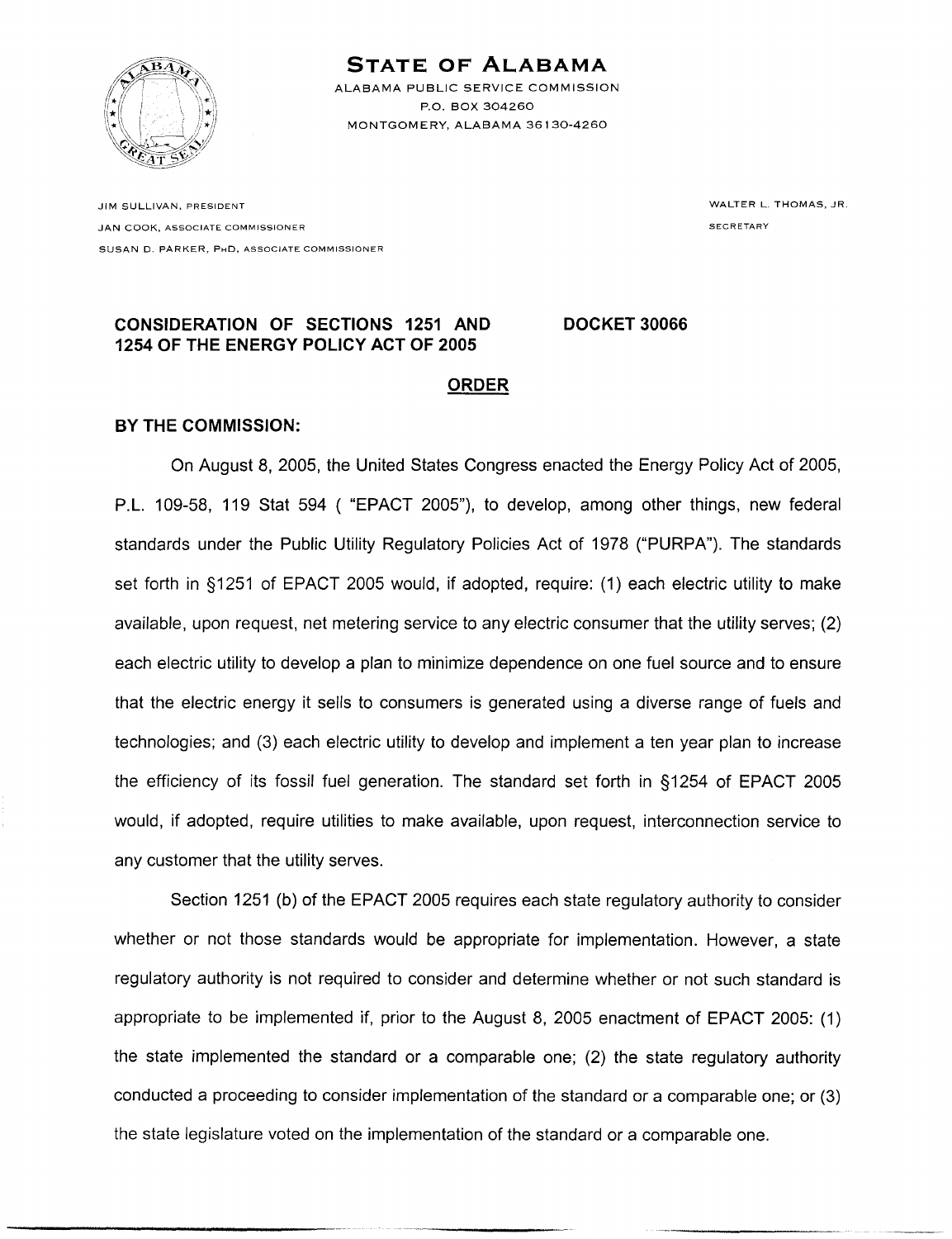# STATE OF ALABAMA

ALABAMA PUBLIC SERVICE COMMISSION
P.O. BOX 304260
MONTGOMERY, ALABAMA 36130-4260

JIM SULLIVAN, PRESIDENT
JAN COOK, ASSOCIATE COMMISSIONER
SUSAN D. PARKER, PHD, ASSOCIATE COMMISSIONER

WALTER L. THOMAS, JR.
SECRETARY

**CONSIDERATION OF SECTIONS 1251 AND 1254 OF THE ENERGY POLICY ACT OF 2005**

**DOCKET 30066**

## ORDER

**BY THE COMMISSION:**

On August 8, 2005, the United States Congress enacted the Energy Policy Act of 2005, P.L. 109-58, 119 Stat 594 ( "EPACT 2005"), to develop, among other things, new federal standards under the Public Utility Regulatory Policies Act of 1978 ("PURPA"). The standards set forth in §1251 of EPACT 2005 would, if adopted, require: (1) each electric utility to make available, upon request, net metering service to any electric consumer that the utility serves; (2) each electric utility to develop a plan to minimize dependence on one fuel source and to ensure that the electric energy it sells to consumers is generated using a diverse range of fuels and technologies; and (3) each electric utility to develop and implement a ten year plan to increase the efficiency of its fossil fuel generation. The standard set forth in §1254 of EPACT 2005 would, if adopted, require utilities to make available, upon request, interconnection service to any customer that the utility serves.

Section 1251 (b) of the EPACT 2005 requires each state regulatory authority to consider whether or not those standards would be appropriate for implementation. However, a state regulatory authority is not required to consider and determine whether or not such standard is appropriate to be implemented if, prior to the August 8, 2005 enactment of EPACT 2005: (1) the state implemented the standard or a comparable one; (2) the state regulatory authority conducted a proceeding to consider implementation of the standard or a comparable one; or (3) the state legislature voted on the implementation of the standard or a comparable one.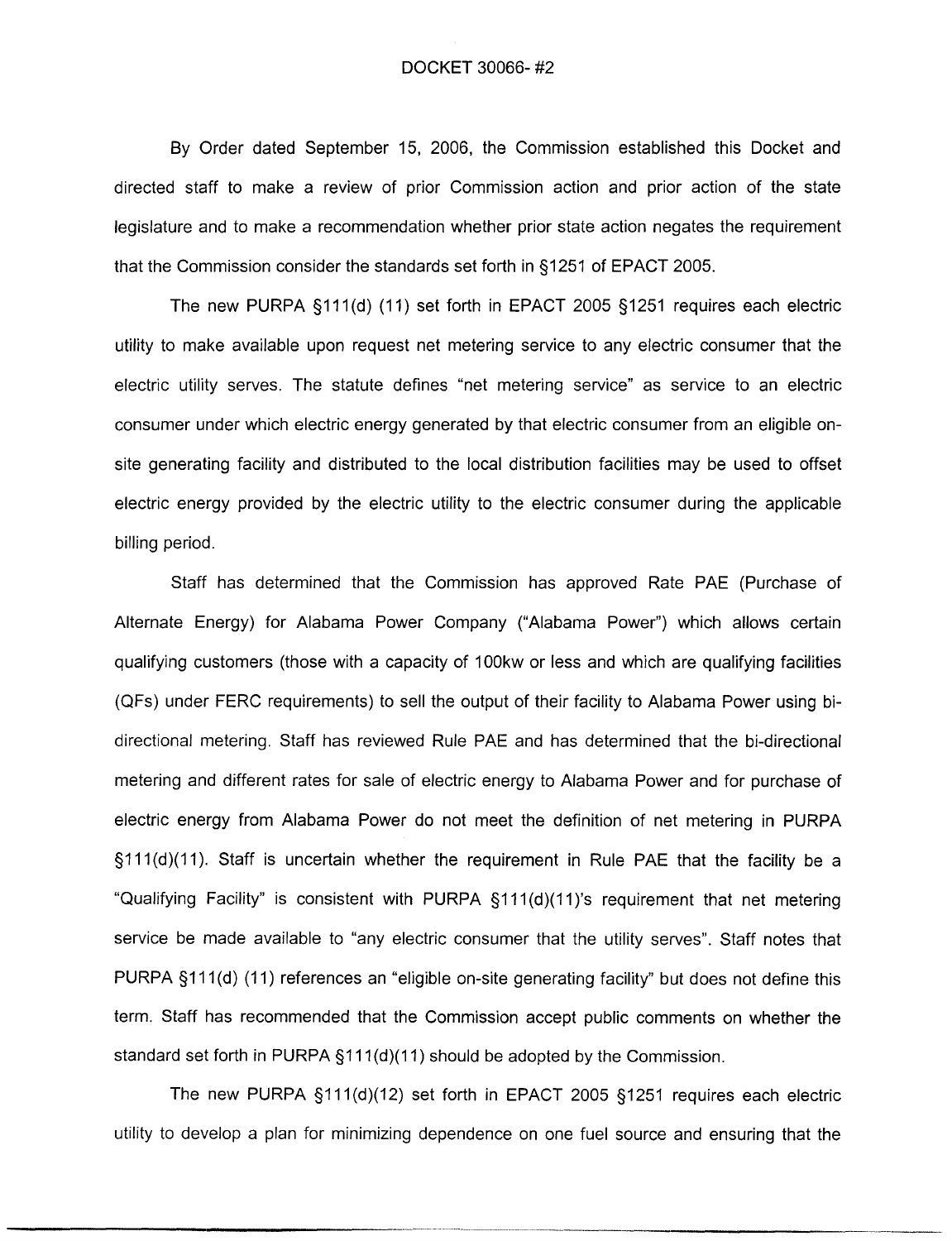By Order dated September 15, 2006, the Commission established this Docket and directed staff to make a review of prior Commission action and prior action of the state legislature and to make a recommendation whether prior state action negates the requirement that the Commission consider the standards set forth in §1251 of EPACT 2005.

The new PURPA §111(d) (11) set forth in EPACT 2005 §1251 requires each electric utility to make available upon request net metering service to any electric consumer that the electric utility serves. The statute defines "net metering service" as service to an electric consumer under which electric energy generated by that electric consumer from an eligible on-site generating facility and distributed to the local distribution facilities may be used to offset electric energy provided by the electric utility to the electric consumer during the applicable billing period.

Staff has determined that the Commission has approved Rate PAE (Purchase of Alternate Energy) for Alabama Power Company ("Alabama Power") which allows certain qualifying customers (those with a capacity of 100kw or less and which are qualifying facilities (QFs) under FERC requirements) to sell the output of their facility to Alabama Power using bi-directional metering. Staff has reviewed Rule PAE and has determined that the bi-directional metering and different rates for sale of electric energy to Alabama Power and for purchase of electric energy from Alabama Power do not meet the definition of net metering in PURPA §111(d)(11). Staff is uncertain whether the requirement in Rule PAE that the facility be a "Qualifying Facility" is consistent with PURPA §111(d)(11)'s requirement that net metering service be made available to "any electric consumer that the utility serves". Staff notes that PURPA §111(d) (11) references an "eligible on-site generating facility" but does not define this term. Staff has recommended that the Commission accept public comments on whether the standard set forth in PURPA §111(d)(11) should be adopted by the Commission.

The new PURPA §111(d)(12) set forth in EPACT 2005 §1251 requires each electric utility to develop a plan for minimizing dependence on one fuel source and ensuring that the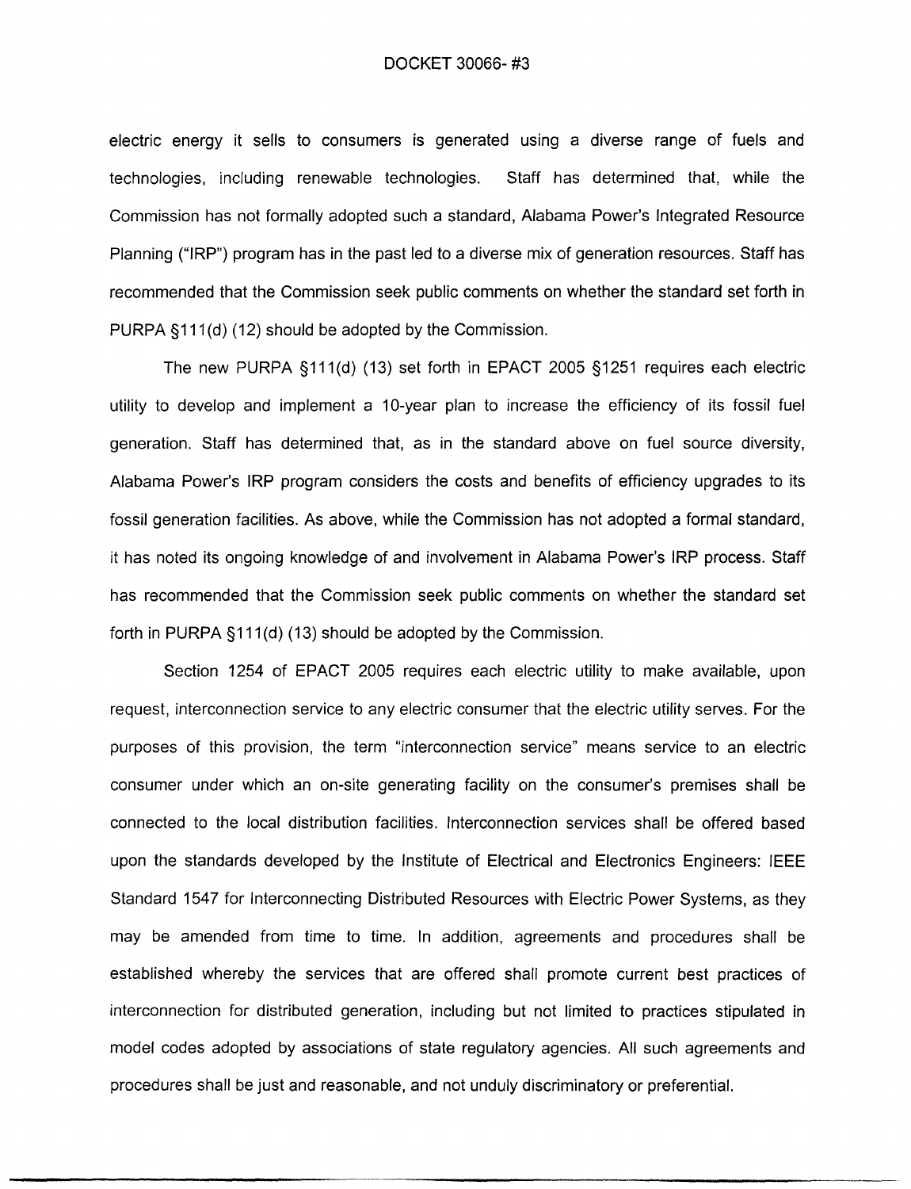electric energy it sells to consumers is generated using a diverse range of fuels and technologies, including renewable technologies. Staff has determined that, while the Commission has not formally adopted such a standard, Alabama Power's Integrated Resource Planning ("IRP") program has in the past led to a diverse mix of generation resources. Staff has recommended that the Commission seek public comments on whether the standard set forth in PURPA §111(d) (12) should be adopted by the Commission.

The new PURPA §111(d) (13) set forth in EPACT 2005 §1251 requires each electric utility to develop and implement a 10-year plan to increase the efficiency of its fossil fuel generation. Staff has determined that, as in the standard above on fuel source diversity, Alabama Power's IRP program considers the costs and benefits of efficiency upgrades to its fossil generation facilities. As above, while the Commission has not adopted a formal standard, it has noted its ongoing knowledge of and involvement in Alabama Power's IRP process. Staff has recommended that the Commission seek public comments on whether the standard set forth in PURPA §111(d) (13) should be adopted by the Commission.

Section 1254 of EPACT 2005 requires each electric utility to make available, upon request, interconnection service to any electric consumer that the electric utility serves. For the purposes of this provision, the term "interconnection service" means service to an electric consumer under which an on-site generating facility on the consumer's premises shall be connected to the local distribution facilities. Interconnection services shall be offered based upon the standards developed by the Institute of Electrical and Electronics Engineers: IEEE Standard 1547 for Interconnecting Distributed Resources with Electric Power Systems, as they may be amended from time to time. In addition, agreements and procedures shall be established whereby the services that are offered shall promote current best practices of interconnection for distributed generation, including but not limited to practices stipulated in model codes adopted by associations of state regulatory agencies. All such agreements and procedures shall be just and reasonable, and not unduly discriminatory or preferential.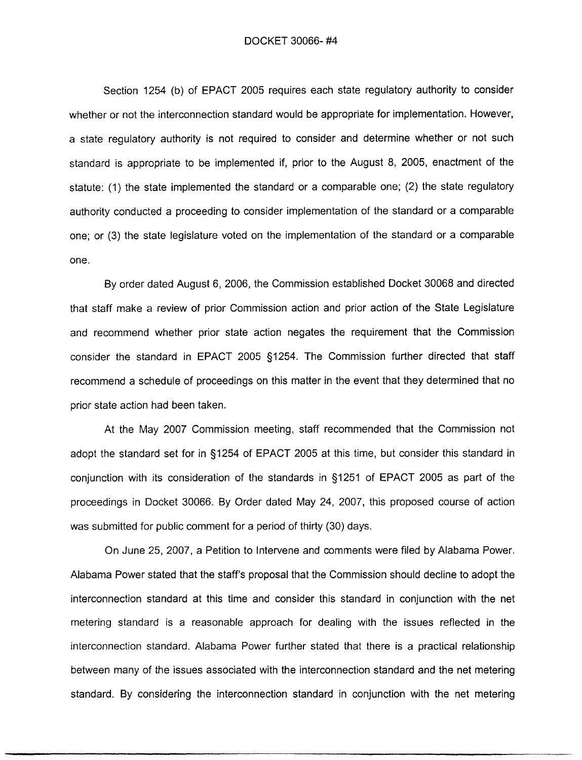Section 1254 (b) of EPACT 2005 requires each state regulatory authority to consider whether or not the interconnection standard would be appropriate for implementation. However, a state regulatory authority is not required to consider and determine whether or not such standard is appropriate to be implemented if, prior to the August 8, 2005, enactment of the statute: (1) the state implemented the standard or a comparable one; (2) the state regulatory authority conducted a proceeding to consider implementation of the standard or a comparable one; or (3) the state legislature voted on the implementation of the standard or a comparable one.

By order dated August 6, 2006, the Commission established Docket 30068 and directed that staff make a review of prior Commission action and prior action of the State Legislature and recommend whether prior state action negates the requirement that the Commission consider the standard in EPACT 2005 §1254. The Commission further directed that staff recommend a schedule of proceedings on this matter in the event that they determined that no prior state action had been taken.

At the May 2007 Commission meeting, staff recommended that the Commission not adopt the standard set for in §1254 of EPACT 2005 at this time, but consider this standard in conjunction with its consideration of the standards in §1251 of EPACT 2005 as part of the proceedings in Docket 30066. By Order dated May 24, 2007, this proposed course of action was submitted for public comment for a period of thirty (30) days.

On June 25, 2007, a Petition to Intervene and comments were filed by Alabama Power. Alabama Power stated that the staff's proposal that the Commission should decline to adopt the interconnection standard at this time and consider this standard in conjunction with the net metering standard is a reasonable approach for dealing with the issues reflected in the interconnection standard. Alabama Power further stated that there is a practical relationship between many of the issues associated with the interconnection standard and the net metering standard. By considering the interconnection standard in conjunction with the net metering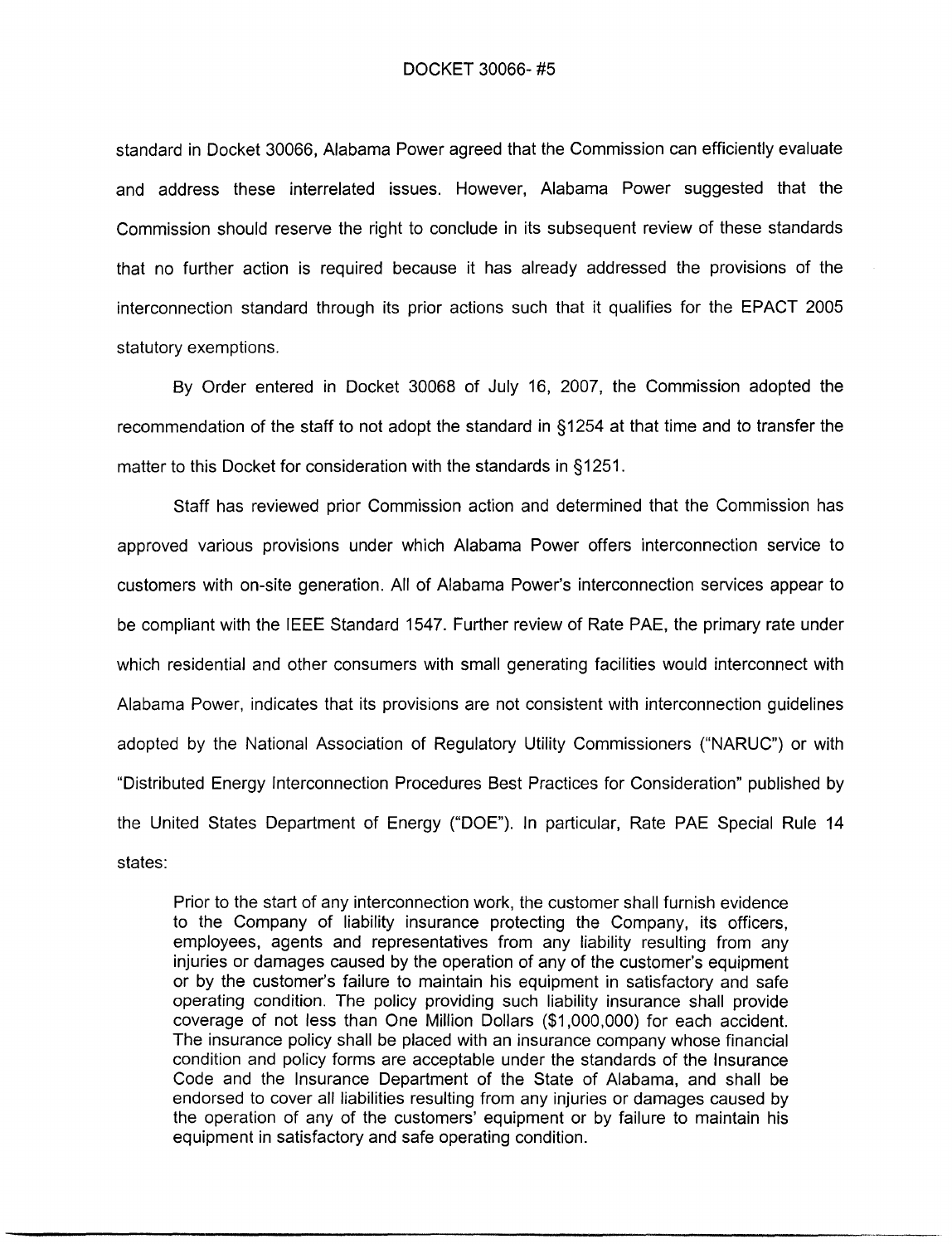standard in Docket 30066, Alabama Power agreed that the Commission can efficiently evaluate and address these interrelated issues. However, Alabama Power suggested that the Commission should reserve the right to conclude in its subsequent review of these standards that no further action is required because it has already addressed the provisions of the interconnection standard through its prior actions such that it qualifies for the EPACT 2005 statutory exemptions.

By Order entered in Docket 30068 of July 16, 2007, the Commission adopted the recommendation of the staff to not adopt the standard in §1254 at that time and to transfer the matter to this Docket for consideration with the standards in §1251.

Staff has reviewed prior Commission action and determined that the Commission has approved various provisions under which Alabama Power offers interconnection service to customers with on-site generation. All of Alabama Power's interconnection services appear to be compliant with the IEEE Standard 1547. Further review of Rate PAE, the primary rate under which residential and other consumers with small generating facilities would interconnect with Alabama Power, indicates that its provisions are not consistent with interconnection guidelines adopted by the National Association of Regulatory Utility Commissioners ("NARUC") or with "Distributed Energy Interconnection Procedures Best Practices for Consideration" published by the United States Department of Energy ("DOE"). In particular, Rate PAE Special Rule 14 states:

> Prior to the start of any interconnection work, the customer shall furnish evidence to the Company of liability insurance protecting the Company, its officers, employees, agents and representatives from any liability resulting from any injuries or damages caused by the operation of any of the customer's equipment or by the customer's failure to maintain his equipment in satisfactory and safe operating condition. The policy providing such liability insurance shall provide coverage of not less than One Million Dollars ($1,000,000) for each accident. The insurance policy shall be placed with an insurance company whose financial condition and policy forms are acceptable under the standards of the Insurance Code and the Insurance Department of the State of Alabama, and shall be endorsed to cover all liabilities resulting from any injuries or damages caused by the operation of any of the customers' equipment or by failure to maintain his equipment in satisfactory and safe operating condition.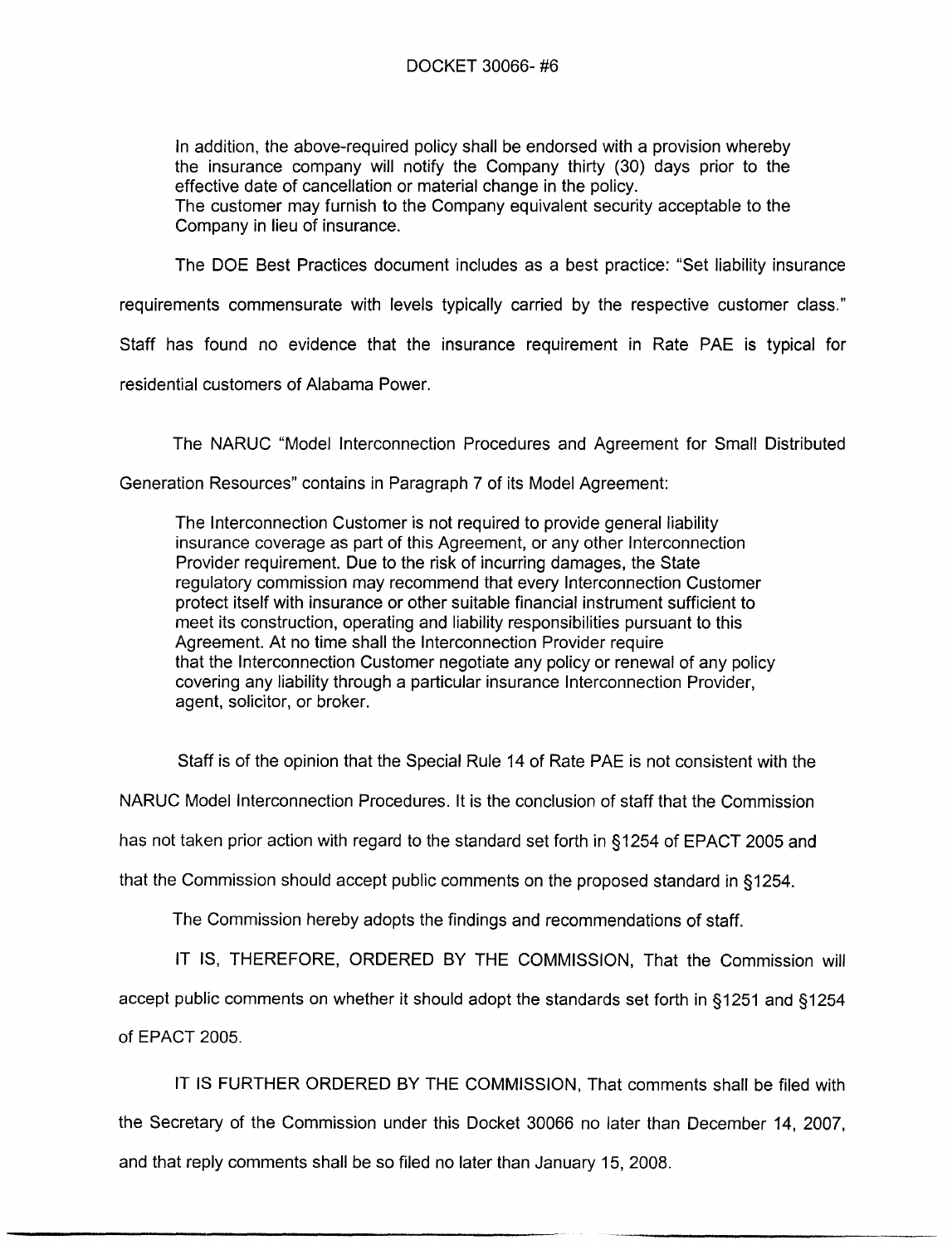In addition, the above-required policy shall be endorsed with a provision whereby the insurance company will notify the Company thirty (30) days prior to the effective date of cancellation or material change in the policy.
The customer may furnish to the Company equivalent security acceptable to the Company in lieu of insurance.

The DOE Best Practices document includes as a best practice: "Set liability insurance requirements commensurate with levels typically carried by the respective customer class." Staff has found no evidence that the insurance requirement in Rate PAE is typical for residential customers of Alabama Power.

The NARUC "Model Interconnection Procedures and Agreement for Small Distributed Generation Resources" contains in Paragraph 7 of its Model Agreement:

> The Interconnection Customer is not required to provide general liability insurance coverage as part of this Agreement, or any other Interconnection Provider requirement. Due to the risk of incurring damages, the State regulatory commission may recommend that every Interconnection Customer protect itself with insurance or other suitable financial instrument sufficient to meet its construction, operating and liability responsibilities pursuant to this Agreement. At no time shall the Interconnection Provider require that the Interconnection Customer negotiate any policy or renewal of any policy covering any liability through a particular insurance Interconnection Provider, agent, solicitor, or broker.

Staff is of the opinion that the Special Rule 14 of Rate PAE is not consistent with the NARUC Model Interconnection Procedures. It is the conclusion of staff that the Commission has not taken prior action with regard to the standard set forth in §1254 of EPACT 2005 and that the Commission should accept public comments on the proposed standard in §1254.

The Commission hereby adopts the findings and recommendations of staff.

IT IS, THEREFORE, ORDERED BY THE COMMISSION, That the Commission will accept public comments on whether it should adopt the standards set forth in §1251 and §1254 of EPACT 2005.

IT IS FURTHER ORDERED BY THE COMMISSION, That comments shall be filed with the Secretary of the Commission under this Docket 30066 no later than December 14, 2007, and that reply comments shall be so filed no later than January 15, 2008.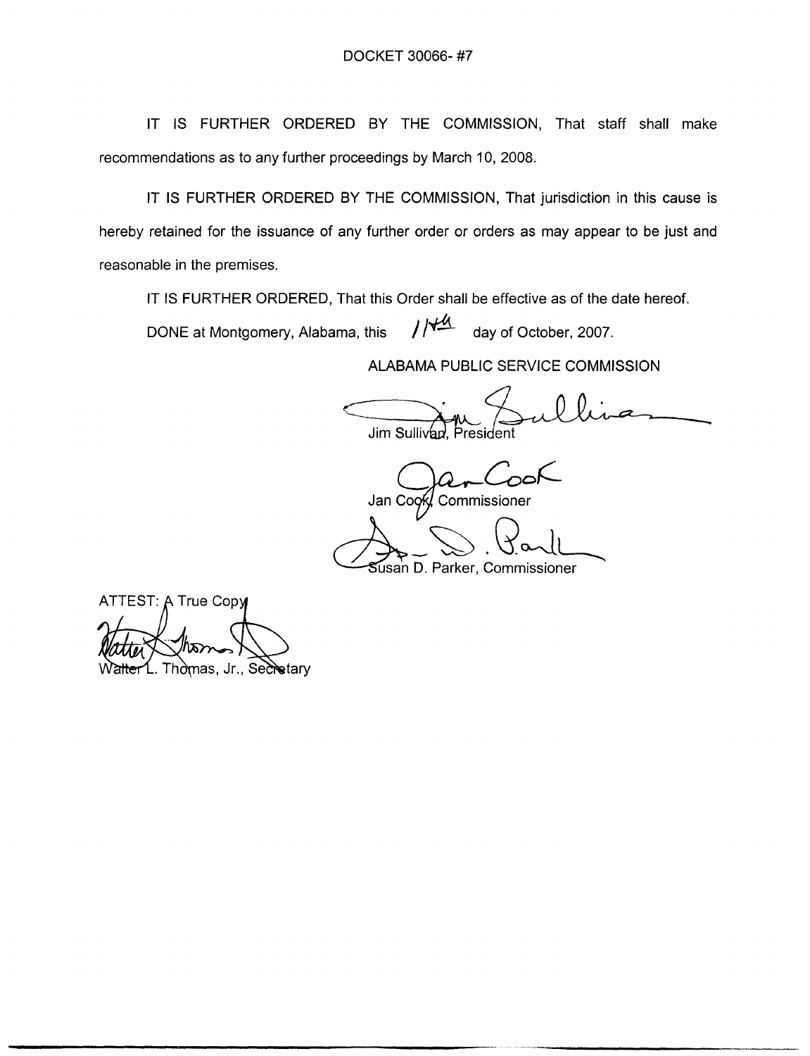DOCKET 30066- #7

IT IS FURTHER ORDERED BY THE COMMISSION, That staff shall make recommendations as to any further proceedings by March 10, 2008.

IT IS FURTHER ORDERED BY THE COMMISSION, That jurisdiction in this cause is hereby retained for the issuance of any further order or orders as may appear to be just and reasonable in the premises.

IT IS FURTHER ORDERED, That this Order shall be effective as of the date hereof.

DONE at Montgomery, Alabama, this 11th day of October, 2007.

ALABAMA PUBLIC SERVICE COMMISSION

Jim Sullivan, President

Jan Cook, Commissioner

Susan D. Parker, Commissioner

ATTEST: A True Copy

Walter L. Thomas, Jr., Secretary